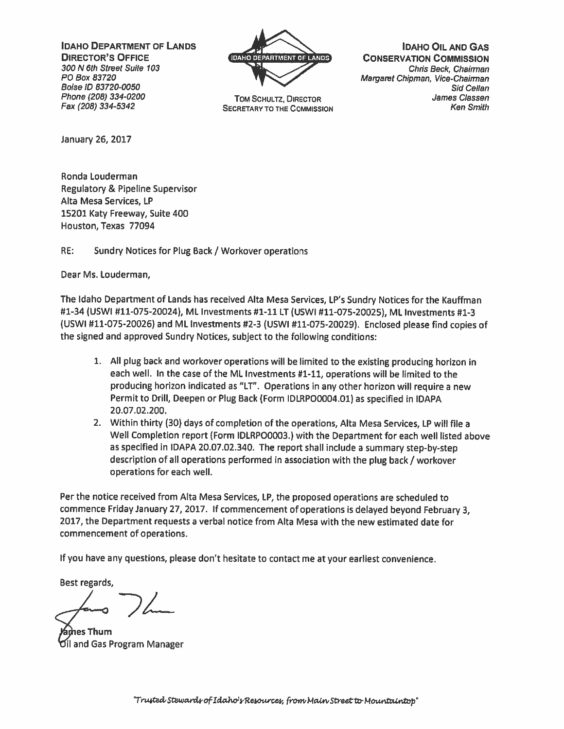**IDAHO DEPARTMENT OF LANDS**
**DIRECTOR'S OFFICE**
*300 N 6th Street Suite 103*
*PO Box 83720*
*Boise ID 83720-0050*
*Phone (208) 334-0200*
*Fax (208) 334-5342*

IDAHO DEPARTMENT OF LANDS

TOM SCHULTZ, DIRECTOR
SECRETARY TO THE COMMISSION

**IDAHO OIL AND GAS CONSERVATION COMMISSION**
*Chris Beck, Chairman*
*Margaret Chipman, Vice-Chairman*
*Sid Cellan*
*James Classen*
*Ken Smith*

January 26, 2017

Ronda Louderman
Regulatory & Pipeline Supervisor
Alta Mesa Services, LP
15201 Katy Freeway, Suite 400
Houston, Texas 77094

RE: Sundry Notices for Plug Back / Workover operations

Dear Ms. Louderman,

The Idaho Department of Lands has received Alta Mesa Services, LP's Sundry Notices for the Kauffman #1-34 (USWI #11-075-20024), ML Investments #1-11 LT (USWI #11-075-20025), ML Investments #1-3 (USWI #11-075-20026) and ML Investments #2-3 (USWI #11-075-20029). Enclosed please find copies of the signed and approved Sundry Notices, subject to the following conditions:

1. All plug back and workover operations will be limited to the existing producing horizon in each well. In the case of the ML Investments #1-11, operations will be limited to the producing horizon indicated as "LT". Operations in any other horizon will require a new Permit to Drill, Deepen or Plug Back (Form IDLRPO0004.01) as specified in IDAPA 20.07.02.200.
2. Within thirty (30) days of completion of the operations, Alta Mesa Services, LP will file a Well Completion report (Form IDLRPO0003.) with the Department for each well listed above as specified in IDAPA 20.07.02.340. The report shall include a summary step-by-step description of all operations performed in association with the plug back / workover operations for each well.

Per the notice received from Alta Mesa Services, LP, the proposed operations are scheduled to commence Friday January 27, 2017. If commencement of operations is delayed beyond February 3, 2017, the Department requests a verbal notice from Alta Mesa with the new estimated date for commencement of operations.

If you have any questions, please don't hesitate to contact me at your earliest convenience.

Best regards,

James Thum
Oil and Gas Program Manager

*"Trusted Stewards of Idaho's Resources, from Main Street to Mountaintop"*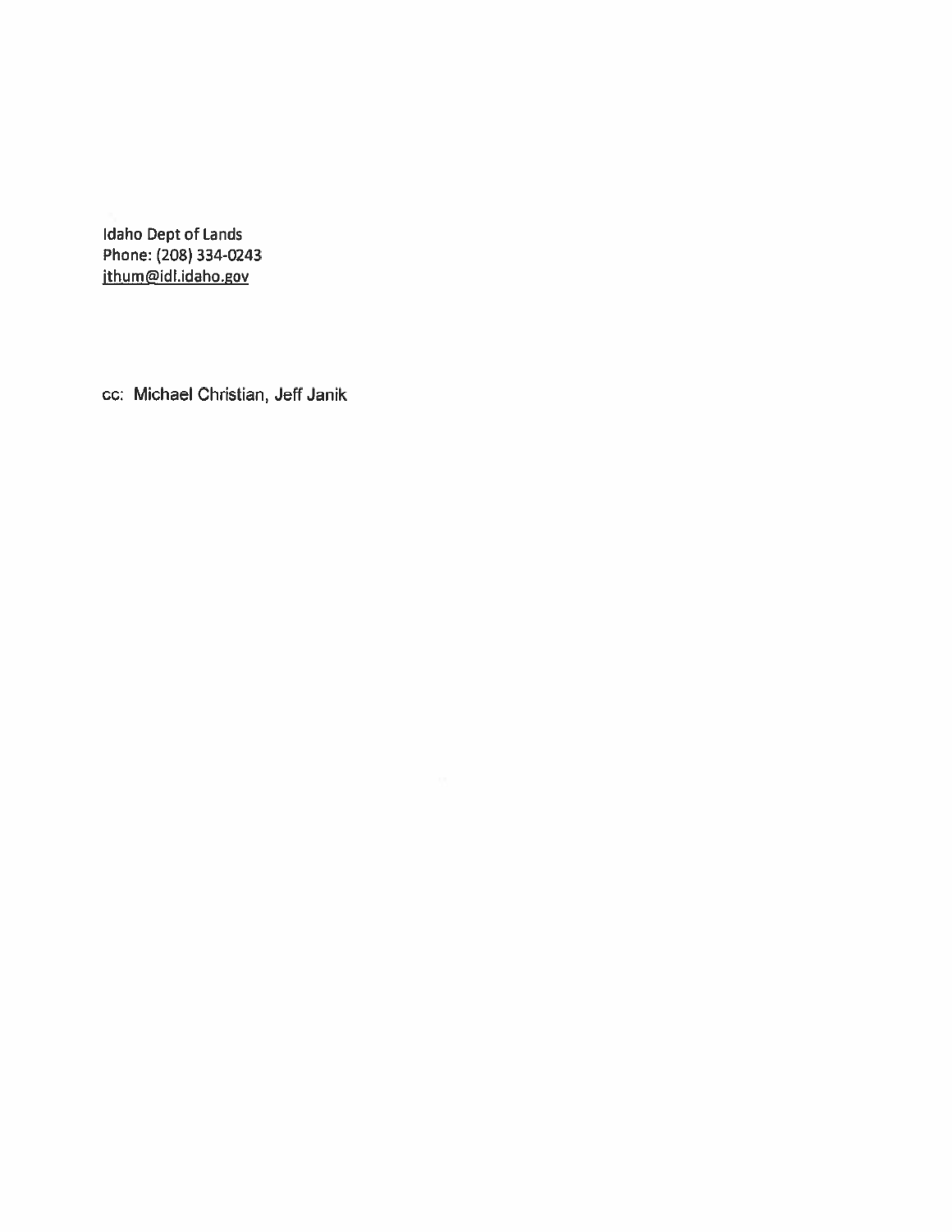Idaho Dept of Lands
Phone: (208) 334-0243
jthum@idl.idaho.gov

cc: Michael Christian, Jeff Janik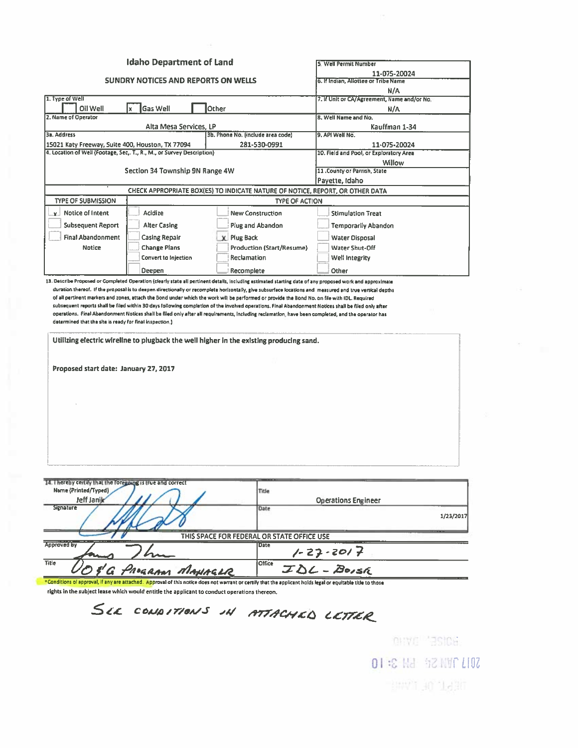# Idaho Department of Land

## SUNDRY NOTICES AND REPORTS ON WELLS

| Field | Value |
|---|---|
| 1. Type of Well | [ ] Oil Well [x] Gas Well [ ] Other |
| 2. Name of Operator | Alta Mesa Services, LP |
| 3a. Address | 15021 Katy Freeway, Suite 400, Houston, TX 77094 |
| 3b. Phone No. (include area code) | 281-530-0991 |
| 4. Location of Well (Footage, Sec,. T., R., M., or Survey Description) | Section 34 Township 9N Range 4W |
| 5. Well Permit Number | 11-075-20024 |
| 6. If Indian, Allottee or Tribe Name | N/A |
| 7. If Unit or CA/Agreement, Name and/or No. | N/A |
| 8. Well Name and No. | Kauffman 1-34 |
| 9. API Well No. | 11-075-20024 |
| 10. Field and Pool, or Exploratory Area | Willow |
| 11. County or Parrish, State | Payette, Idaho |

CHECK APPROPRIATE BOX(ES) TO INDICATE NATURE OF NOTICE, REPORT, OR OTHER DATA

| TYPE OF SUBMISSION | TYPE OF ACTION | | |
|---|---|---|---|
| [x] Notice of Intent | [ ] Acidize | [ ] New Construction | [ ] Stimulation Treat |
| [ ] Subsequent Report | [ ] Alter Casing | [ ] Plug and Abandon | [ ] Temporarily Abandon |
| [ ] Final Abandonment Notice | [ ] Casing Repair | [x] Plug Back | [ ] Water Disposal |
| | [ ] Change Plans | [ ] Production (Start/Resume) | [ ] Water Shut-Off |
| | [ ] Convert to Injection | [ ] Reclamation | [ ] Well Integrity |
| | [ ] Deepen | [ ] Recomplete | [ ] Other |

13. Describe Proposed or Completed Operation (clearly state all pertinent details, including estimated starting date of any proposed work and approximate duration thereof. If the proposal is to deepen directionally or recomplete horizontally, give subsurface locations and measured and true vertical depths of all pertinent markers and zones, attach the Bond under which the work will be performed or provide the Bond No. on file with IDL. Required subsequent reports shall be filed within 30 days following completion of the involved operations. Final Abandonment Notices shall be filed only after operations. Final Abandonment Notices shall be filed only after all requirements, including reclamation, have been completed, and the operator has determined that the site is ready for final inspection.)

Utilizing electric wireline to plugback the well higher in the existing producing sand.

Proposed start date: January 27, 2017

| 14. I hereby certify that the foregoing is true and correct | |
|---|---|
| Name (Printed/Typed): Jeff Janik | Title: Operations Engineer |
| Signature: *(signed)* | Date: 1/23/2017 |

THIS SPACE FOR FEDERAL OR STATE OFFICE USE

| | |
|---|---|
| Approved by: *(signed)* | Date: 1-27-2017 |
| Title: O&G Program Manager | Office: IDL - Boise |

*Conditions of approval, if any are attached. Approval of this notice does not warrant or certify that the applicant holds legal or equitable title to those rights in the subject lease which would entitle the applicant to conduct operations thereon.

SEE CONDITIONS IN ATTACHED LETTER

BOISE, IDAHO
2017 JAN 24 PM 3:10
DEPT OF LANDS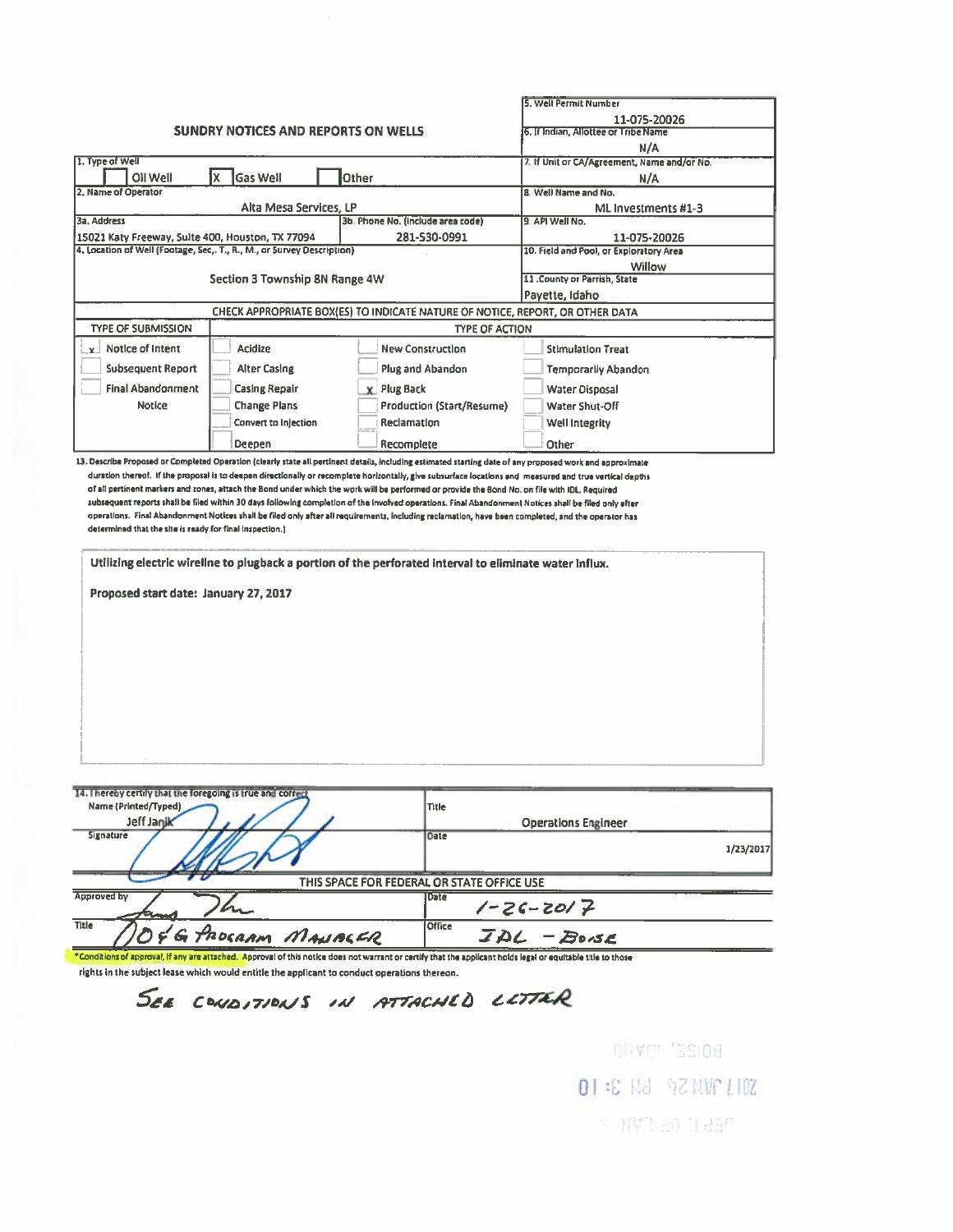## SUNDRY NOTICES AND REPORTS ON WELLS

| | |
|---|---|
| 5. Well Permit Number | 11-075-20026 |
| 6. If Indian, Allottee or Tribe Name | N/A |
| 7. If Unit or CA/Agreement, Name and/or No. | N/A |
| 8. Well Name and No. | ML Investments #1-3 |
| 9. API Well No. | 11-075-20026 |
| 10. Field and Pool, or Exploratory Area | Willow |
| 11. County or Parrish, State | Payette, Idaho |

1. Type of Well: [ ] Oil Well [X] Gas Well [ ] Other

2. Name of Operator: Alta Mesa Services, LP

3a. Address: 15021 Katy Freeway, Suite 400, Houston, TX 77094

3b. Phone No. (include area code): 281-530-0991

4. Location of Well (Footage, Sec., T., R., M., or Survey Description): Section 3 Township 8N Range 4W

### CHECK APPROPRIATE BOX(ES) TO INDICATE NATURE OF NOTICE, REPORT, OR OTHER DATA

| TYPE OF SUBMISSION | TYPE OF ACTION | | |
|---|---|---|---|
| [x] Notice of Intent | [ ] Acidize | [ ] New Construction | [ ] Stimulation Treat |
| [ ] Subsequent Report | [ ] Alter Casing | [ ] Plug and Abandon | [ ] Temporarily Abandon |
| [ ] Final Abandonment Notice | [ ] Casing Repair | [x] Plug Back | [ ] Water Disposal |
| | [ ] Change Plans | [ ] Production (Start/Resume) | [ ] Water Shut-Off |
| | [ ] Convert to Injection | [ ] Reclamation | [ ] Well Integrity |
| | [ ] Deepen | [ ] Recomplete | [ ] Other |

13. Describe Proposed or Completed Operation (clearly state all pertinent details, including estimated starting date of any proposed work and approximate duration thereof. If the proposal is to deepen directionally or recomplete horizontally, give subsurface locations and measured and true vertical depths of all pertinent markers and zones, attach the Bond under which the work will be performed or provide the Bond No. on file with IDL. Required subsequent reports shall be filed within 30 days following completion of the involved operations. Final Abandonment Notices shall be filed only after operations. Final Abandonment Notices shall be filed only after all requirements, including reclamation, have been completed, and the operator has determined that the site is ready for final inspection.)

Utilizing electric wireline to plugback a portion of the perforated interval to eliminate water influx.

Proposed start date: January 27, 2017

14. I hereby certify that the foregoing is true and correct

| | |
|---|---|
| Name (Printed/Typed): Jeff Janik | Title: Operations Engineer |
| Signature: *(signature)* | Date: 1/23/2017 |

**THIS SPACE FOR FEDERAL OR STATE OFFICE USE**

| | |
|---|---|
| Approved by: *(signature)* | Date: 1-26-2017 |
| Title: O & G PROGRAM MANAGER | Office: IDL - BOISE |

*Conditions of approval, if any are attached. Approval of this notice does not warrant or certify that the applicant holds legal or equitable title to those rights in the subject lease which would entitle the applicant to conduct operations thereon.

SEE CONDITIONS IN ATTACHED LETTER

BOISE, IDAHO
2017 JAN 26 PM 3:10
DEPT OF LANDS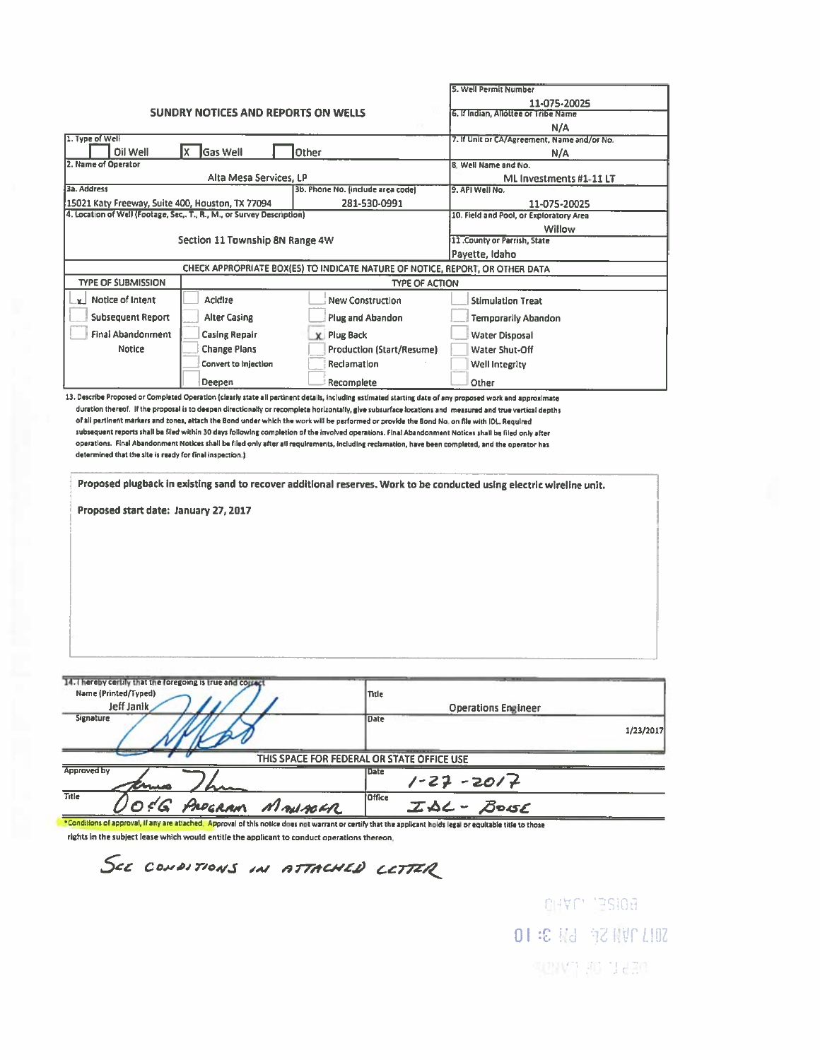# SUNDRY NOTICES AND REPORTS ON WELLS

| | |
|---|---|
| 5. Well Permit Number | 11-075-20025 |
| 6. If Indian, Allottee or Tribe Name | N/A |
| 7. If Unit or CA/Agreement, Name and/or No. | N/A |
| 8. Well Name and No. | ML Investments #1-11 LT |
| 9. API Well No. | 11-075-20025 |
| 10. Field and Pool, or Exploratory Area | Willow |
| 11. County or Parrish, State | Payette, Idaho |

**1. Type of Well**

☐ Oil Well ☒ Gas Well ☐ Other

**2. Name of Operator**

Alta Mesa Services, LP

**3a. Address**

15021 Katy Freeway, Suite 400, Houston, TX 77094

**3b. Phone No. (include area code)**

281-530-0991

**4. Location of Well (Footage, Sec., T., R., M., or Survey Description)**

Section 11 Township 8N Range 4W

**CHECK APPROPRIATE BOX(ES) TO INDICATE NATURE OF NOTICE, REPORT, OR OTHER DATA**

| TYPE OF SUBMISSION | TYPE OF ACTION | | |
|---|---|---|---|
| ☒ Notice of Intent | ☐ Acidize | ☐ New Construction | ☐ Stimulation Treat |
| ☐ Subsequent Report | ☐ Alter Casing | ☐ Plug and Abandon | ☐ Temporarily Abandon |
| ☐ Final Abandonment Notice | ☐ Casing Repair | ☒ Plug Back | ☐ Water Disposal |
| | ☐ Change Plans | ☐ Production (Start/Resume) | ☐ Water Shut-Off |
| | ☐ Convert to Injection | ☐ Reclamation | ☐ Well Integrity |
| | ☐ Deepen | ☐ Recomplete | ☐ Other |

13. Describe Proposed or Completed Operation (clearly state all pertinent details, including estimated starting date of any proposed work and approximate duration thereof. If the proposal is to deepen directionally or recomplete horizontally, give subsurface locations and measured and true vertical depths of all pertinent markers and zones, attach the Bond under which the work will be performed or provide the Bond No. on file with IDL. Required subsequent reports shall be filed within 30 days following completion of the involved operations. Final Abandonment Notices shall be filed only after operations. Final Abandonment Notices shall be filed only after all requirements, including reclamation, have been completed, and the operator has determined that the site is ready for final inspection.)

Proposed plugback in existing sand to recover additional reserves. Work to be conducted using electric wireline unit.

Proposed start date: January 27, 2017

| 14. I hereby certify that the foregoing is true and correct | |
|---|---|
| Name (Printed/Typed): Jeff Janik | Title: Operations Engineer |
| Signature: *(signed)* | Date: 1/23/2017 |

**THIS SPACE FOR FEDERAL OR STATE OFFICE USE**

| | |
|---|---|
| Approved by: *(signed)* | Date: 1-27-2017 |
| Title: O&G Program Manager | Office: IDL - Boise |

\*Conditions of approval, if any are attached. Approval of this notice does not warrant or certify that the applicant holds legal or equitable title to those rights in the subject lease which would entitle the applicant to conduct operations thereon.

SEE CONDITIONS IN ATTACHED LETTER

BOISE, IDAHO
2017 JAN 26 PM 3:10
DEPT OF LANDS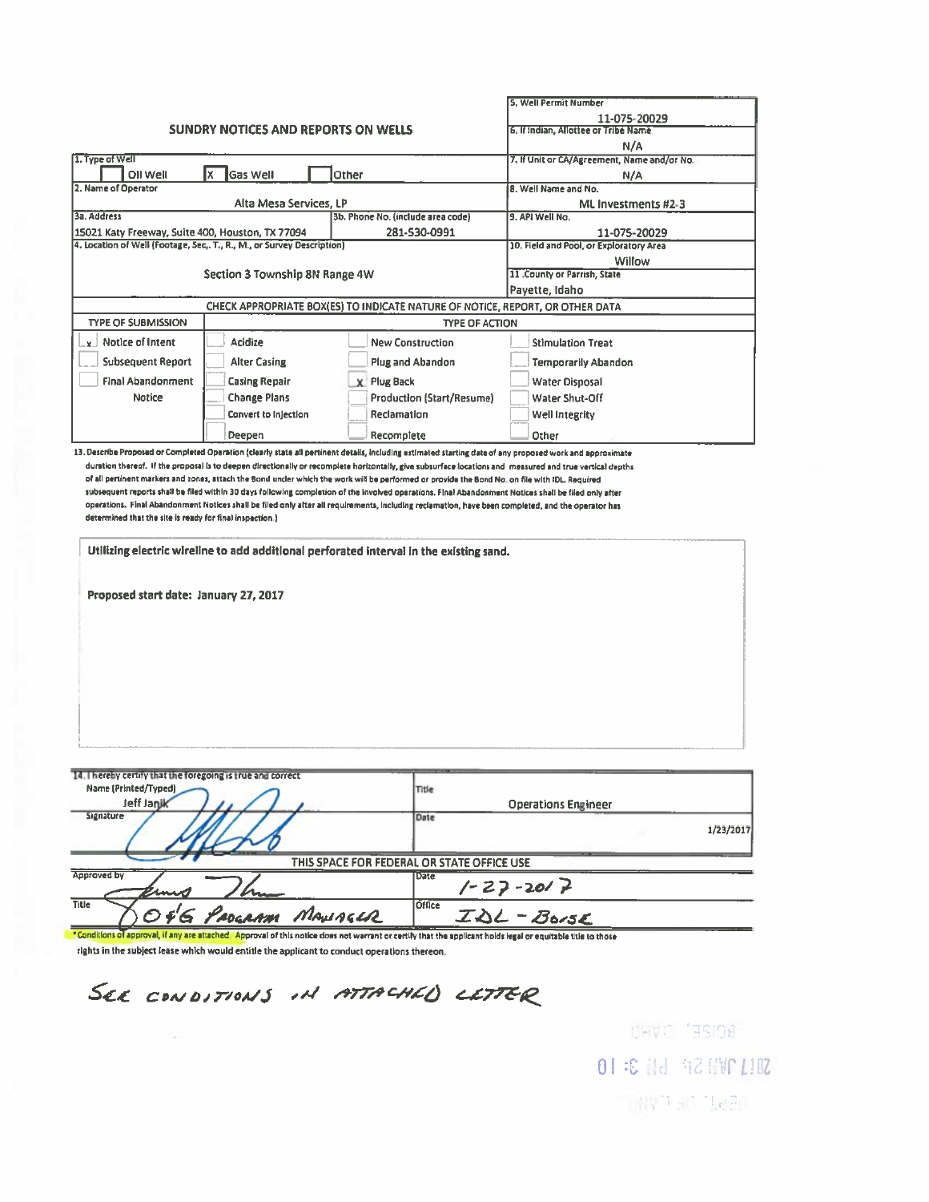## SUNDRY NOTICES AND REPORTS ON WELLS

| | |
|---|---|
| 5. Well Permit Number | 11-075-20029 |
| 6. If Indian, Allottee or Tribe Name | N/A |
| 7. If Unit or CA/Agreement, Name and/or No. | N/A |
| 8. Well Name and No. | ML Investments #2-3 |
| 9. API Well No. | 11-075-20029 |
| 10. Field and Pool, or Exploratory Area | Willow |
| 11. County or Parrish, State | Payette, Idaho |

1. Type of Well: [ ] Oil Well [X] Gas Well [ ] Other

2. Name of Operator: Alta Mesa Services, LP

3a. Address: 15021 Katy Freeway, Suite 400, Houston, TX 77094

3b. Phone No. (include area code): 281-530-0991

4. Location of Well (Footage, Sec., T., R., M., or Survey Description): Section 3 Township 8N Range 4W

### CHECK APPROPRIATE BOX(ES) TO INDICATE NATURE OF NOTICE, REPORT, OR OTHER DATA

| TYPE OF SUBMISSION | TYPE OF ACTION | | |
|---|---|---|---|
| [x] Notice of Intent | [ ] Acidize | [ ] New Construction | [ ] Stimulation Treat |
| [ ] Subsequent Report | [ ] Alter Casing | [ ] Plug and Abandon | [ ] Temporarily Abandon |
| [ ] Final Abandonment Notice | [ ] Casing Repair | [x] Plug Back | [ ] Water Disposal |
| | [ ] Change Plans | [ ] Production (Start/Resume) | [ ] Water Shut-Off |
| | [ ] Convert to Injection | [ ] Reclamation | [ ] Well Integrity |
| | [ ] Deepen | [ ] Recomplete | [ ] Other |

13. Describe Proposed or Completed Operation (clearly state all pertinent details, including estimated starting date of any proposed work and approximate duration thereof. If the proposal is to deepen directionally or recomplete horizontally, give subsurface locations and measured and true vertical depths of all pertinent markers and zones, attach the Bond under which the work will be performed or provide the Bond No. on file with IDL. Required subsequent reports shall be filed within 30 days following completion of the involved operations. Final Abandonment Notices shall be filed only after operations. Final Abandonment Notices shall be filed only after all requirements, including reclamation, have been completed, and the operator has determined that the site is ready for final inspection.)

**Utilizing electric wireline to add additional perforated interval in the existing sand.**

**Proposed start date: January 27, 2017**

14. I hereby certify that the foregoing is true and correct

| | |
|---|---|
| Name (Printed/Typed): Jeff Janik | Title: Operations Engineer |
| Signature: [signature] | Date: 1/23/2017 |

THIS SPACE FOR FEDERAL OR STATE OFFICE USE

| | |
|---|---|
| Approved by: [signature] | Date: 1-27-2017 |
| Title: O&G Program Manager | Office: IDL - Boise |

*Conditions of approval, if any are attached. Approval of this notice does not warrant or certify that the applicant holds legal or equitable title to those rights in the subject lease which would entitle the applicant to conduct operations thereon.

SEE CONDITIONS IN ATTACHED LETTER

BOISE, IDAHO
2017 JAN 26 PM 3:10
DEPT OF LANDS